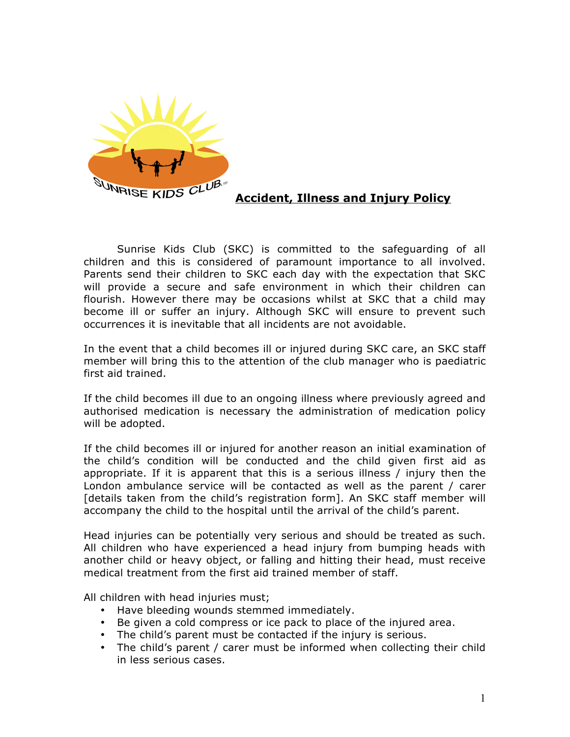# Accident, Illness and Injury Policy

Sunrise Kids Club (SKC) is committed to the safeguarding of all children and this is considered of paramount importance to all involved. Parents send their children to SKC each day with the expectation that SKC will provide a secure and safe environment in which their children can flourish. However there may be occasions whilst at SKC that a child may become ill or suffer an injury. Although SKC will ensure to prevent such occurrences it is inevitable that all incidents are not avoidable.

In the event that a child becomes ill or injured during SKC care, an SKC staff member will bring this to the attention of the club manager who is paediatric first aid trained.

If the child becomes ill due to an ongoing illness where previously agreed and authorised medication is necessary the administration of medication policy will be adopted.

If the child becomes ill or injured for another reason an initial examination of the child's condition will be conducted and the child given first aid as appropriate. If it is apparent that this is a serious illness / injury then the London ambulance service will be contacted as well as the parent / carer [details taken from the child's registration form]. An SKC staff member will accompany the child to the hospital until the arrival of the child's parent.

Head injuries can be potentially very serious and should be treated as such. All children who have experienced a head injury from bumping heads with another child or heavy object, or falling and hitting their head, must receive medical treatment from the first aid trained member of staff.

All children with head injuries must;

- Have bleeding wounds stemmed immediately.
- Be given a cold compress or ice pack to place of the injured area.
- The child's parent must be contacted if the injury is serious.
- The child's parent / carer must be informed when collecting their child in less serious cases.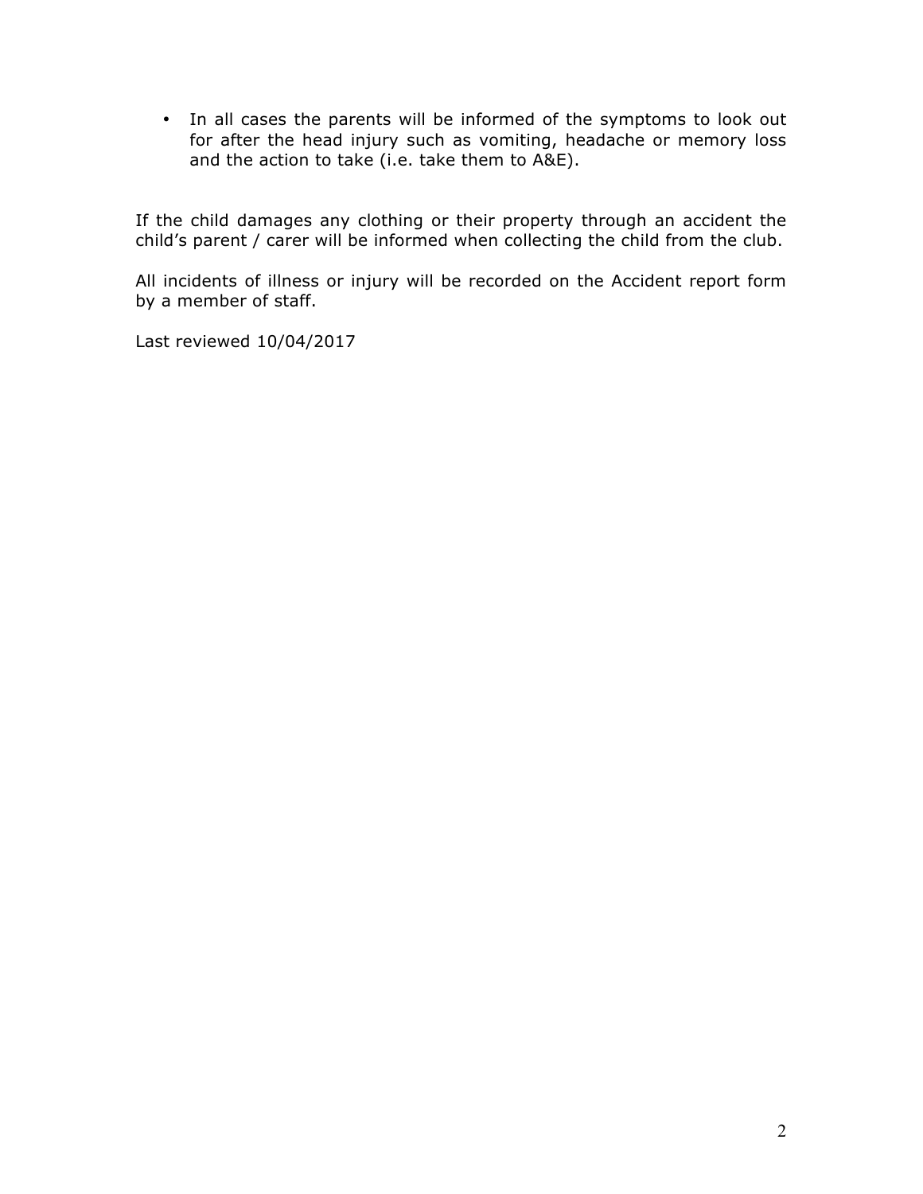- In all cases the parents will be informed of the symptoms to look out for after the head injury such as vomiting, headache or memory loss and the action to take (i.e. take them to A&E).

If the child damages any clothing or their property through an accident the child's parent / carer will be informed when collecting the child from the club.

All incidents of illness or injury will be recorded on the Accident report form by a member of staff.

Last reviewed 10/04/2017